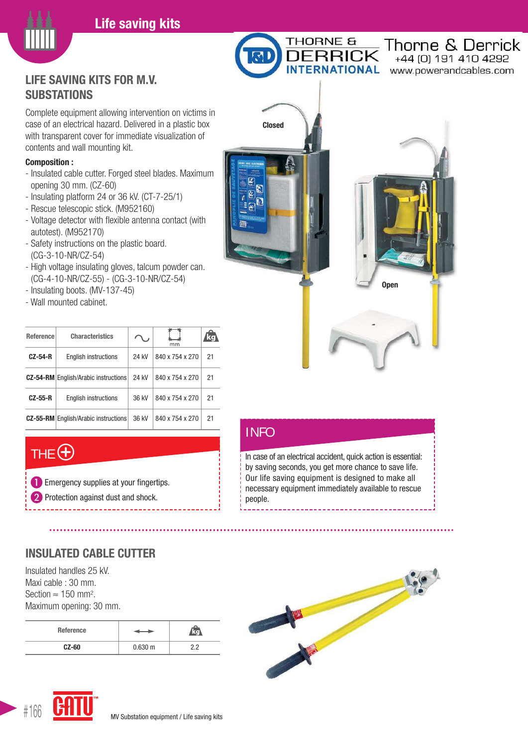# Life saving kits

Thorne & Derrick
+44 (0) 191 410 4292
www.powerandcables.com

## LIFE SAVING KITS FOR M.V. SUBSTATIONS

Complete equipment allowing intervention on victims in case of an electrical hazard. Delivered in a plastic box with transparent cover for immediate visualization of contents and wall mounting kit.

**Composition :**

- Insulated cable cutter. Forged steel blades. Maximum opening 30 mm. (CZ-60)
- Insulating platform 24 or 36 kV. (CT-7-25/1)
- Rescue telescopic stick. (M952160)
- Voltage detector with flexible antenna contact (with autotest). (M952170)
- Safety instructions on the plastic board. (CG-3-10-NR/CZ-54)
- High voltage insulating gloves, talcum powder can. (CG-4-10-NR/CZ-55) - (CG-3-10-NR/CZ-54)
- Insulating boots. (MV-137-45)
- Wall mounted cabinet.

| Reference | Characteristics | ∿ | mm | kg |
|---|---|---|---|---|
| CZ-54-R | English instructions | 24 kV | 840 x 754 x 270 | 21 |
| CZ-54-RM | English/Arabic instructions | 24 kV | 840 x 754 x 270 | 21 |
| CZ-55-R | English instructions | 36 kV | 840 x 754 x 270 | 21 |
| CZ-55-RM | English/Arabic instructions | 36 kV | 840 x 754 x 270 | 21 |

Closed

Open

### THE +

1. Emergency supplies at your fingertips.
2. Protection against dust and shock.

### INFO

In case of an electrical accident, quick action is essential: by saving seconds, you get more chance to save life. Our life saving equipment is designed to make all necessary equipment immediately available to rescue people.

## INSULATED CABLE CUTTER

Insulated handles 25 kV.
Maxi cable : 30 mm.
Section ≈ 150 mm².
Maximum opening: 30 mm.

| Reference | ⟷ | kg |
|---|---|---|
| CZ-60 | 0.630 m | 2.2 |

MV Substation equipment / Life saving kits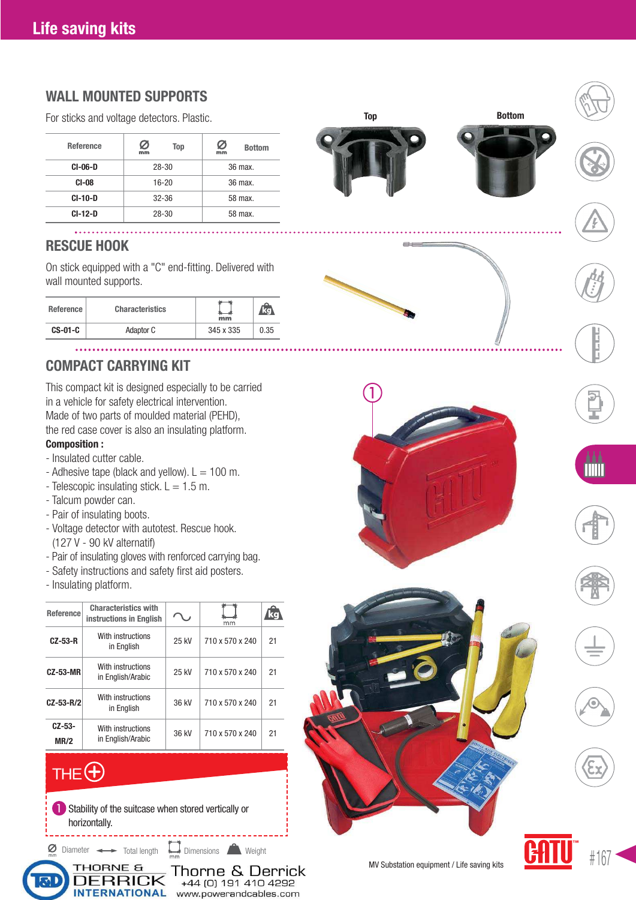# Life saving kits

## WALL MOUNTED SUPPORTS

For sticks and voltage detectors. Plastic.

| Reference | Ø mm Top | Ø mm Bottom |
|---|---|---|
| CI-06-D | 28-30 | 36 max. |
| CI-08 | 16-20 | 36 max. |
| CI-10-D | 32-36 | 58 max. |
| CI-12-D | 28-30 | 58 max. |

Top

Bottom

## RESCUE HOOK

On stick equipped with a "C" end-fitting. Delivered with wall mounted supports.

| Reference | Characteristics | Dimensions (mm) | kg |
|---|---|---|---|
| CS-01-C | Adaptor C | 345 x 335 | 0.35 |

## COMPACT CARRYING KIT

This compact kit is designed especially to be carried in a vehicle for safety electrical intervention.
Made of two parts of moulded material (PEHD), the red case cover is also an insulating platform.

**Composition :**

- Insulated cutter cable.
- Adhesive tape (black and yellow). L = 100 m.
- Telescopic insulating stick. L = 1.5 m.
- Talcum powder can.
- Pair of insulating boots.
- Voltage detector with autotest. Rescue hook.
  (127 V - 90 kV alternatif)
- Pair of insulating gloves with renforced carrying bag.
- Safety instructions and safety first aid posters.
- Insulating platform.

| Reference | Characteristics with instructions in English | ∿ | Dimensions (mm) | kg |
|---|---|---|---|---|
| CZ-53-R | With instructions in English | 25 kV | 710 x 570 x 240 | 21 |
| CZ-53-MR | With instructions in English/Arabic | 25 kV | 710 x 570 x 240 | 21 |
| CZ-53-R/2 | With instructions in English | 36 kV | 710 x 570 x 240 | 21 |
| CZ-53-MR/2 | With instructions in English/Arabic | 36 kV | 710 x 570 x 240 | 21 |

THE ⊕

1 Stability of the suitcase when stored vertically or horizontally.

Ø Diameter ⟷ Total length ⬚ Dimensions Weight

THORNE & DERRICK INTERNATIONAL

Thorne & Derrick
+44 (0) 191 410 4292
www.powerandcables.com

MV Substation equipment / Life saving kits